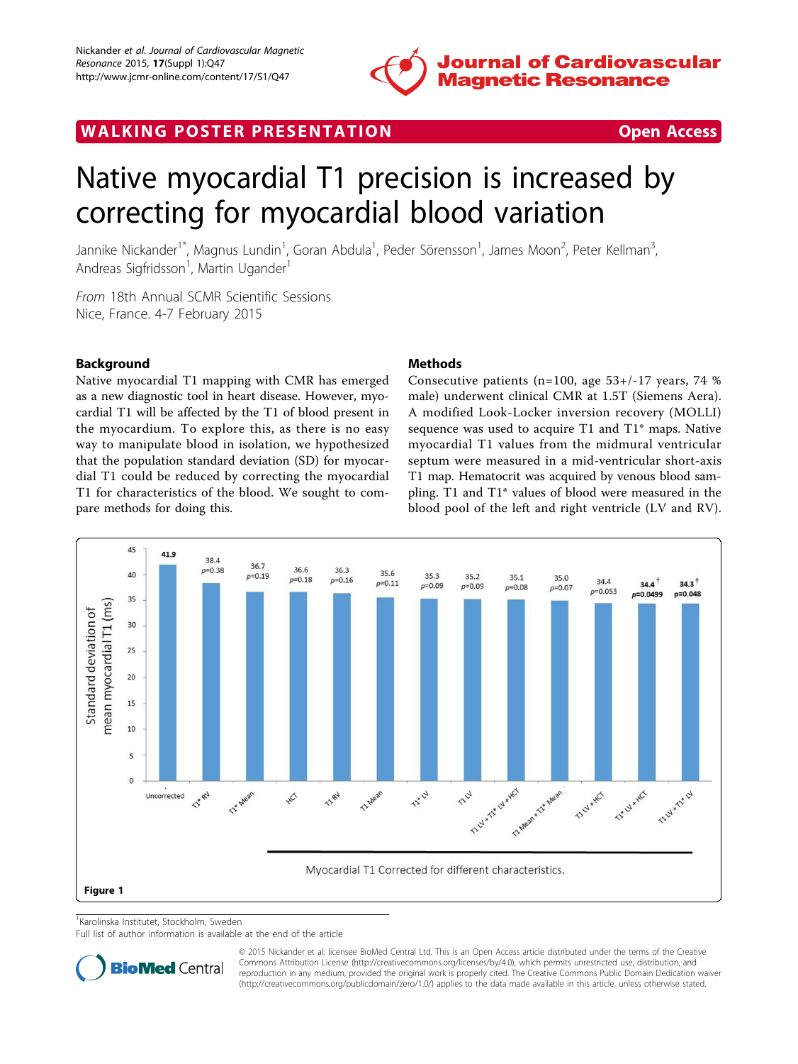WALKING POSTER PRESENTATION Open Access

# Native myocardial T1 precision is increased by correcting for myocardial blood variation

Jannike Nickander[1*], Magnus Lundin[1], Goran Abdula[1], Peder Sörensson[1], James Moon[2], Peter Kellman[3], Andreas Sigfridsson[1], Martin Ugander[1]

*From* 18th Annual SCMR Scientific Sessions
Nice, France. 4-7 February 2015

## Background

Native myocardial T1 mapping with CMR has emerged as a new diagnostic tool in heart disease. However, myocardial T1 will be affected by the T1 of blood present in the myocardium. To explore this, as there is no easy way to manipulate blood in isolation, we hypothesized that the population standard deviation (SD) for myocardial T1 could be reduced by correcting the myocardial T1 for characteristics of the blood. We sought to compare methods for doing this.

## Methods

Consecutive patients (n=100, age 53+/-17 years, 74 % male) underwent clinical CMR at 1.5T (Siemens Aera). A modified Look-Locker inversion recovery (MOLLI) sequence was used to acquire T1 and T1* maps. Native myocardial T1 values from the midmural ventricular septum were measured in a mid-ventricular short-axis T1 map. Hematocrit was acquired by venous blood sampling. T1 and T1* values of blood were measured in the blood pool of the left and right ventricle (LV and RV).

| Correction | Standard deviation of mean myocardial T1 (ms) | p |
| --- | --- | --- |
| Uncorrected | 41.9 | |
| T1* RV | 38.4 | p=0.38 |
| T1* Mean | 36.7 | p=0.19 |
| HCT | 36.6 | p=0.18 |
| T1 RV | 36.3 | p=0.16 |
| T1 Mean | 35.6 | p=0.11 |
| T1* LV | 35.3 | p=0.09 |
| T1 LV | 35.2 | p=0.09 |
| T1 LV + T1* LV + HCT | 35.1 | p=0.08 |
| T1 Mean + T1* Mean | 35.0 | p=0.07 |
| T1 LV + HCT | 34.4 | p=0.053 |
| T1* LV + HCT | 34.4 † | p=0.0499 |
| T1 LV + T1* LV | 34.3 † | p=0.048 |

Myocardial T1 Corrected for different characteristics.

**Figure 1**

[1]Karolinska Institutet, Stockholm, Sweden
Full list of author information is available at the end of the article

© 2015 Nickander et al; licensee BioMed Central Ltd. This is an Open Access article distributed under the terms of the Creative Commons Attribution License (http://creativecommons.org/licenses/by/4.0), which permits unrestricted use, distribution, and reproduction in any medium, provided the original work is properly cited. The Creative Commons Public Domain Dedication waiver (http://creativecommons.org/publicdomain/zero/1.0/) applies to the data made available in this article, unless otherwise stated.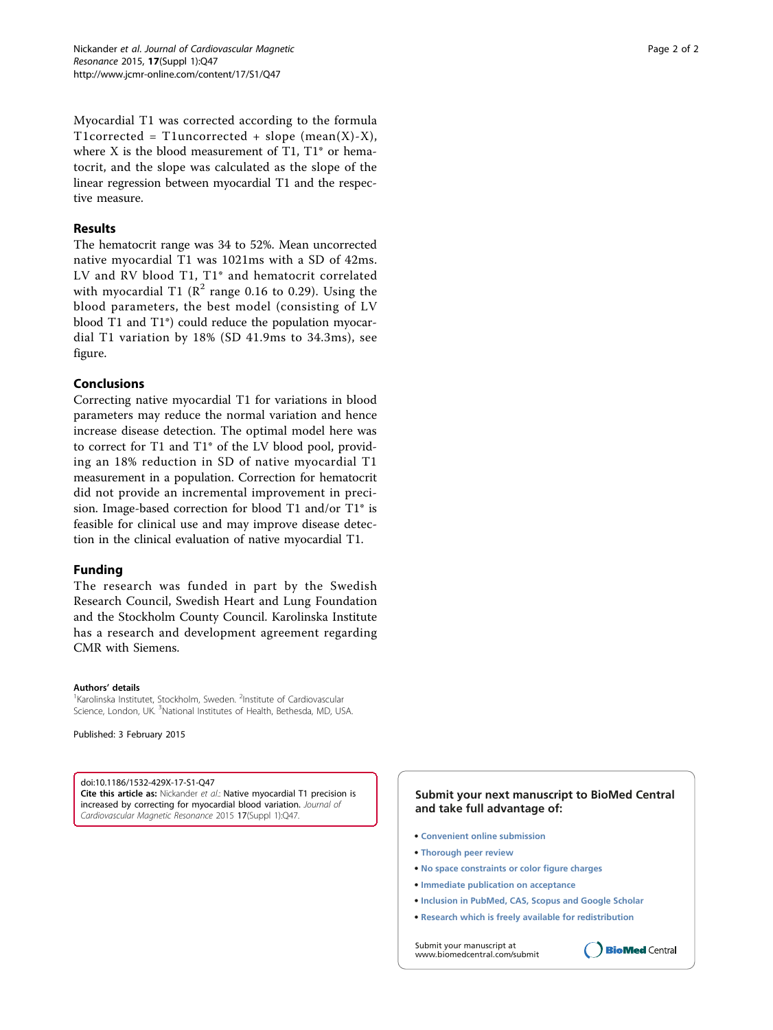Myocardial T1 was corrected according to the formula T1corrected = T1uncorrected + slope (mean(X)-X), where X is the blood measurement of T1, T1* or hematocrit, and the slope was calculated as the slope of the linear regression between myocardial T1 and the respective measure.

## Results

The hematocrit range was 34 to 52%. Mean uncorrected native myocardial T1 was 1021ms with a SD of 42ms. LV and RV blood T1, T1* and hematocrit correlated with myocardial T1 ($R^2$ range 0.16 to 0.29). Using the blood parameters, the best model (consisting of LV blood T1 and T1*) could reduce the population myocardial T1 variation by 18% (SD 41.9ms to 34.3ms), see figure.

## Conclusions

Correcting native myocardial T1 for variations in blood parameters may reduce the normal variation and hence increase disease detection. The optimal model here was to correct for T1 and T1* of the LV blood pool, providing an 18% reduction in SD of native myocardial T1 measurement in a population. Correction for hematocrit did not provide an incremental improvement in precision. Image-based correction for blood T1 and/or T1* is feasible for clinical use and may improve disease detection in the clinical evaluation of native myocardial T1.

## Funding

The research was funded in part by the Swedish Research Council, Swedish Heart and Lung Foundation and the Stockholm County Council. Karolinska Institute has a research and development agreement regarding CMR with Siemens.

**Authors' details**

[1]Karolinska Institutet, Stockholm, Sweden. [2]Institute of Cardiovascular Science, London, UK. [3]National Institutes of Health, Bethesda, MD, USA.

Published: 3 February 2015

doi:10.1186/1532-429X-17-S1-Q47

**Cite this article as:** Nickander *et al.*: Native myocardial T1 precision is increased by correcting for myocardial blood variation. *Journal of Cardiovascular Magnetic Resonance* 2015 **17**(Suppl 1):Q47.

**Submit your next manuscript to BioMed Central and take full advantage of:**

- **Convenient online submission**
- **Thorough peer review**
- **No space constraints or color figure charges**
- **Immediate publication on acceptance**
- **Inclusion in PubMed, CAS, Scopus and Google Scholar**
- **Research which is freely available for redistribution**

Submit your manuscript at www.biomedcentral.com/submit

BioMed Central